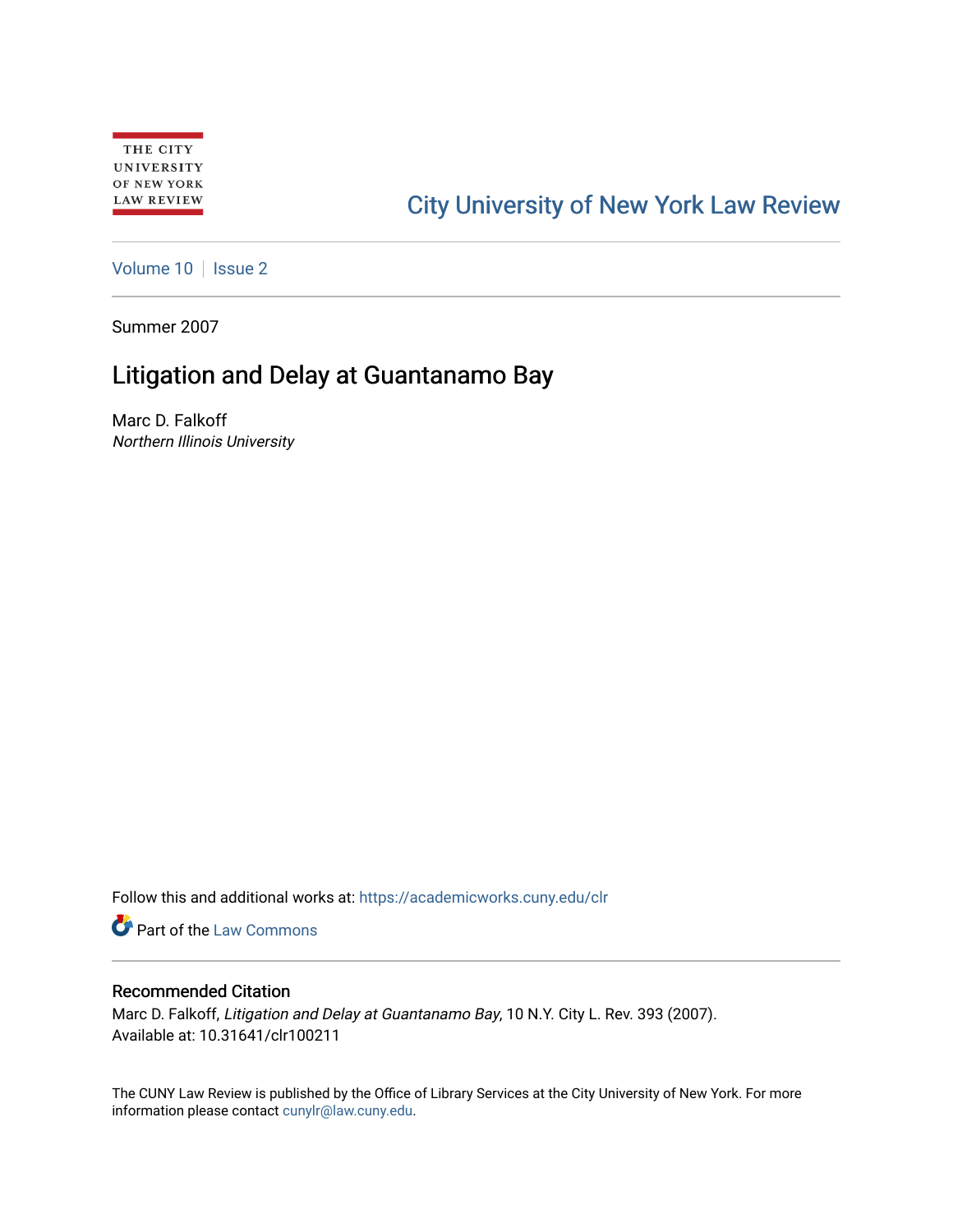THE CITY UNIVERSITY OF NEW YORK LAW REVIEW

City University of New York Law Review

Volume 10 | Issue 2

Summer 2007

# Litigation and Delay at Guantanamo Bay

Marc D. Falkoff
*Northern Illinois University*

Follow this and additional works at: https://academicworks.cuny.edu/clr

Part of the Law Commons

### Recommended Citation

Marc D. Falkoff, *Litigation and Delay at Guantanamo Bay*, 10 N.Y. City L. Rev. 393 (2007).
Available at: 10.31641/clr100211

The CUNY Law Review is published by the Office of Library Services at the City University of New York. For more information please contact cunylr@law.cuny.edu.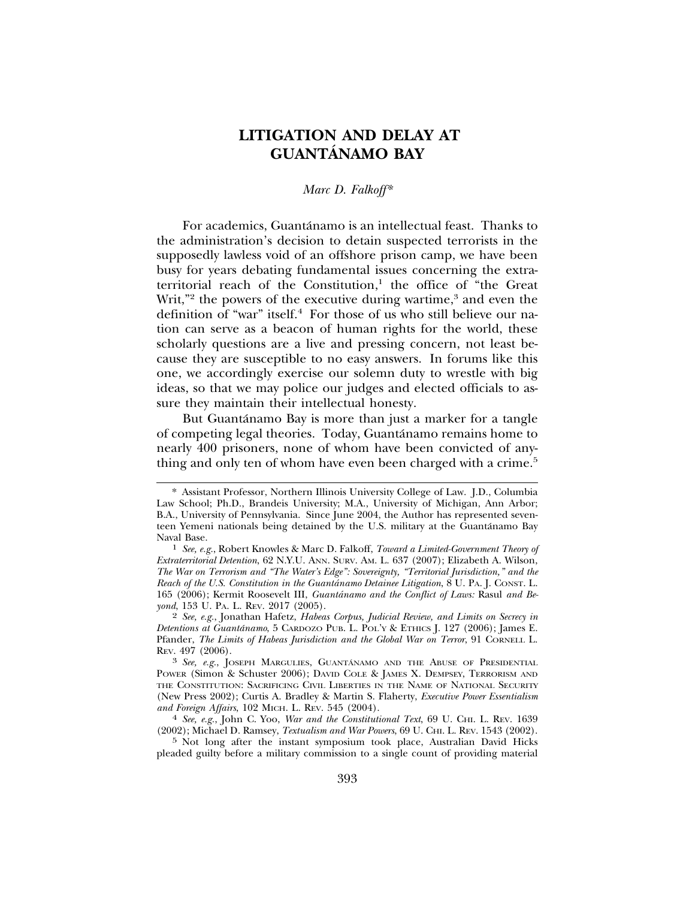# LITIGATION AND DELAY AT GUANTÁNAMO BAY

*Marc D. Falkoff**

For academics, Guantánamo is an intellectual feast. Thanks to the administration's decision to detain suspected terrorists in the supposedly lawless void of an offshore prison camp, we have been busy for years debating fundamental issues concerning the extraterritorial reach of the Constitution,[1] the office of "the Great Writ,"[2] the powers of the executive during wartime,[3] and even the definition of "war" itself.[4] For those of us who still believe our nation can serve as a beacon of human rights for the world, these scholarly questions are a live and pressing concern, not least because they are susceptible to no easy answers. In forums like this one, we accordingly exercise our solemn duty to wrestle with big ideas, so that we may police our judges and elected officials to assure they maintain their intellectual honesty.

But Guantánamo Bay is more than just a marker for a tangle of competing legal theories. Today, Guantánamo remains home to nearly 400 prisoners, none of whom have been convicted of anything and only ten of whom have even been charged with a crime.[5]

---

\* Assistant Professor, Northern Illinois University College of Law. J.D., Columbia Law School; Ph.D., Brandeis University; M.A., University of Michigan, Ann Arbor; B.A., University of Pennsylvania. Since June 2004, the Author has represented seventeen Yemeni nationals being detained by the U.S. military at the Guantánamo Bay Naval Base.

[1] *See, e.g.*, Robert Knowles & Marc D. Falkoff, *Toward a Limited-Government Theory of Extraterritorial Detention*, 62 N.Y.U. ANN. SURV. AM. L. 637 (2007); Elizabeth A. Wilson, *The War on Terrorism and "The Water's Edge": Sovereignty, "Territorial Jurisdiction," and the Reach of the U.S. Constitution in the Guantánamo Detainee Litigation*, 8 U. PA. J. CONST. L. 165 (2006); Kermit Roosevelt III, *Guantánamo and the Conflict of Laws:* Rasul *and Beyond*, 153 U. PA. L. REV. 2017 (2005).

[2] *See, e.g.*, Jonathan Hafetz, *Habeas Corpus, Judicial Review, and Limits on Secrecy in Detentions at Guantánamo*, 5 CARDOZO PUB. L. POL'Y & ETHICS J. 127 (2006); James E. Pfander, *The Limits of Habeas Jurisdiction and the Global War on Terror*, 91 CORNELL L. REV. 497 (2006).

[3] *See, e.g.*, JOSEPH MARGULIES, GUANTÁNAMO AND THE ABUSE OF PRESIDENTIAL POWER (Simon & Schuster 2006); DAVID COLE & JAMES X. DEMPSEY, TERRORISM AND THE CONSTITUTION: SACRIFICING CIVIL LIBERTIES IN THE NAME OF NATIONAL SECURITY (New Press 2002); Curtis A. Bradley & Martin S. Flaherty, *Executive Power Essentialism and Foreign Affairs*, 102 MICH. L. REV. 545 (2004).

[4] *See, e.g.*, John C. Yoo, *War and the Constitutional Text*, 69 U. CHI. L. REV. 1639 (2002); Michael D. Ramsey, *Textualism and War Powers*, 69 U. CHI. L. REV. 1543 (2002).

[5] Not long after the instant symposium took place, Australian David Hicks pleaded guilty before a military commission to a single count of providing material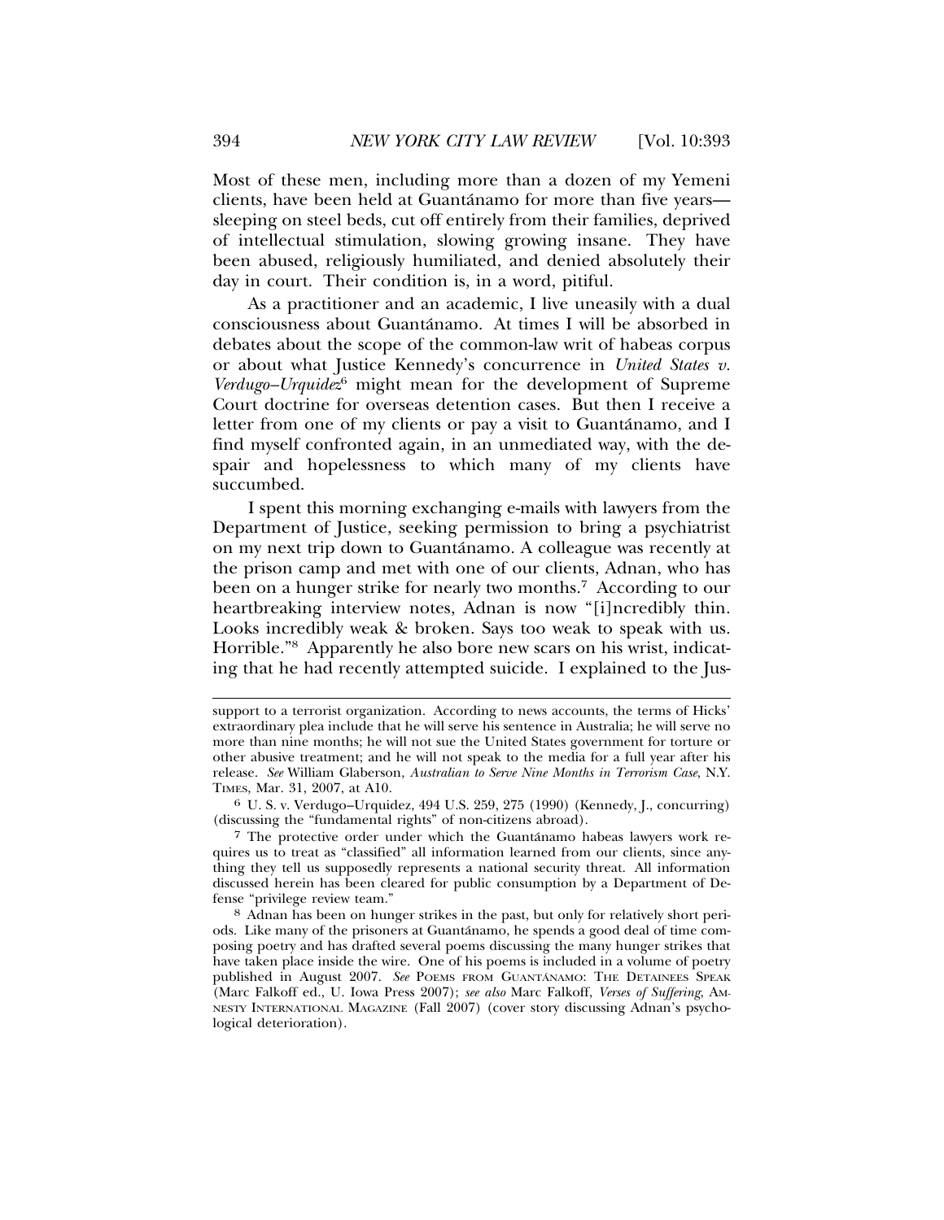Most of these men, including more than a dozen of my Yemeni clients, have been held at Guantánamo for more than five years—sleeping on steel beds, cut off entirely from their families, deprived of intellectual stimulation, slowing growing insane. They have been abused, religiously humiliated, and denied absolutely their day in court. Their condition is, in a word, pitiful.

As a practitioner and an academic, I live uneasily with a dual consciousness about Guantánamo. At times I will be absorbed in debates about the scope of the common-law writ of habeas corpus or about what Justice Kennedy's concurrence in *United States v. Verdugo–Urquidez*[6] might mean for the development of Supreme Court doctrine for overseas detention cases. But then I receive a letter from one of my clients or pay a visit to Guantánamo, and I find myself confronted again, in an unmediated way, with the despair and hopelessness to which many of my clients have succumbed.

I spent this morning exchanging e-mails with lawyers from the Department of Justice, seeking permission to bring a psychiatrist on my next trip down to Guantánamo. A colleague was recently at the prison camp and met with one of our clients, Adnan, who has been on a hunger strike for nearly two months.[7] According to our heartbreaking interview notes, Adnan is now "[i]ncredibly thin. Looks incredibly weak & broken. Says too weak to speak with us. Horrible."[8] Apparently he also bore new scars on his wrist, indicating that he had recently attempted suicide. I explained to the Jus-

---

support to a terrorist organization. According to news accounts, the terms of Hicks' extraordinary plea include that he will serve his sentence in Australia; he will serve no more than nine months; he will not sue the United States government for torture or other abusive treatment; and he will not speak to the media for a full year after his release. *See* William Glaberson, *Australian to Serve Nine Months in Terrorism Case*, N.Y. TIMES, Mar. 31, 2007, at A10.

[6] U. S. v. Verdugo–Urquidez, 494 U.S. 259, 275 (1990) (Kennedy, J., concurring) (discussing the "fundamental rights" of non-citizens abroad).

[7] The protective order under which the Guantánamo habeas lawyers work requires us to treat as "classified" all information learned from our clients, since anything they tell us supposedly represents a national security threat. All information discussed herein has been cleared for public consumption by a Department of Defense "privilege review team."

[8] Adnan has been on hunger strikes in the past, but only for relatively short periods. Like many of the prisoners at Guantánamo, he spends a good deal of time composing poetry and has drafted several poems discussing the many hunger strikes that have taken place inside the wire. One of his poems is included in a volume of poetry published in August 2007. *See* POEMS FROM GUANTÁNAMO: THE DETAINEES SPEAK (Marc Falkoff ed., U. Iowa Press 2007); *see also* Marc Falkoff, *Verses of Suffering*, AMNESTY INTERNATIONAL MAGAZINE (Fall 2007) (cover story discussing Adnan's psychological deterioration).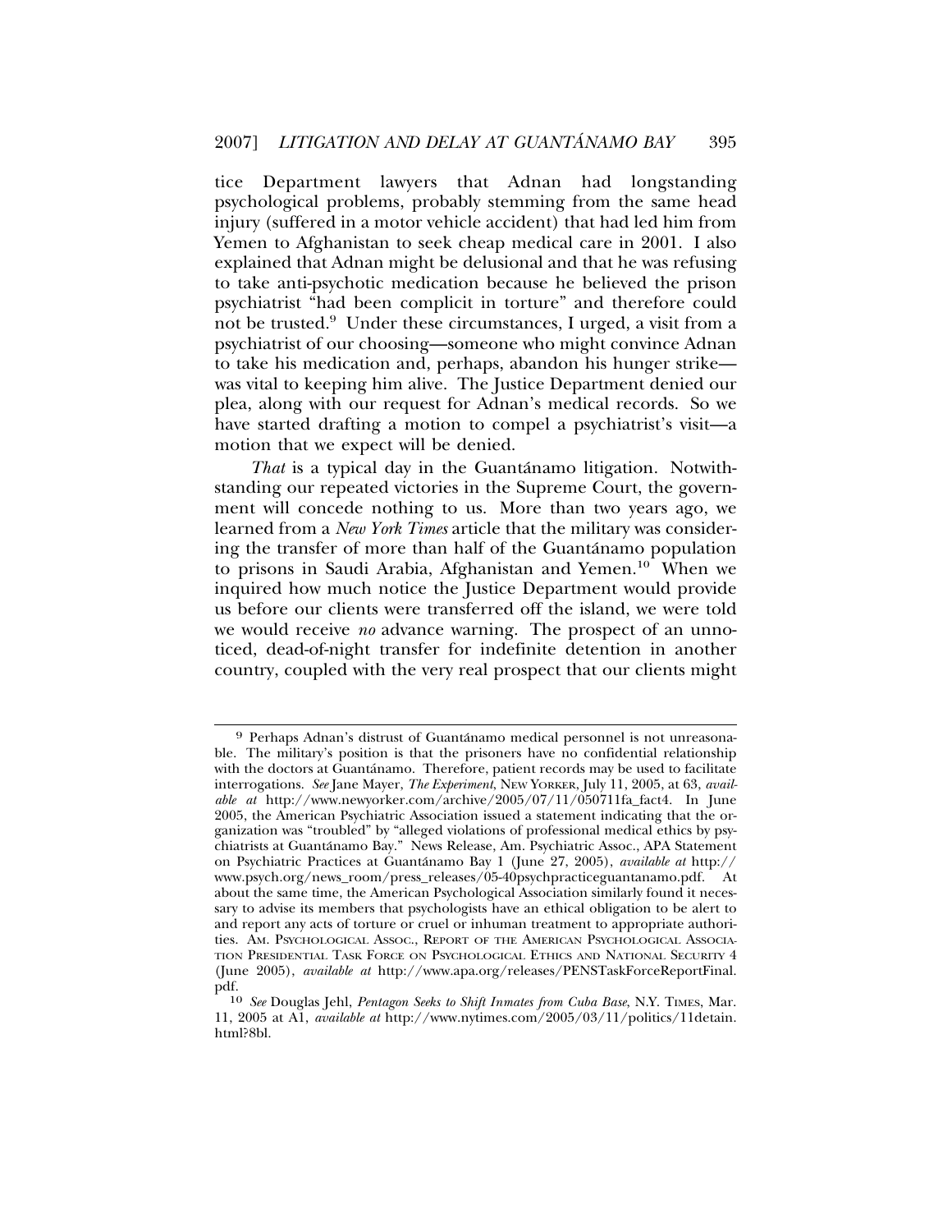tice Department lawyers that Adnan had longstanding psychological problems, probably stemming from the same head injury (suffered in a motor vehicle accident) that had led him from Yemen to Afghanistan to seek cheap medical care in 2001. I also explained that Adnan might be delusional and that he was refusing to take anti-psychotic medication because he believed the prison psychiatrist "had been complicit in torture" and therefore could not be trusted.[9] Under these circumstances, I urged, a visit from a psychiatrist of our choosing—someone who might convince Adnan to take his medication and, perhaps, abandon his hunger strike—was vital to keeping him alive. The Justice Department denied our plea, along with our request for Adnan's medical records. So we have started drafting a motion to compel a psychiatrist's visit—a motion that we expect will be denied.

*That* is a typical day in the Guantánamo litigation. Notwithstanding our repeated victories in the Supreme Court, the government will concede nothing to us. More than two years ago, we learned from a *New York Times* article that the military was considering the transfer of more than half of the Guantánamo population to prisons in Saudi Arabia, Afghanistan and Yemen.[10] When we inquired how much notice the Justice Department would provide us before our clients were transferred off the island, we were told we would receive *no* advance warning. The prospect of an unnoticed, dead-of-night transfer for indefinite detention in another country, coupled with the very real prospect that our clients might

---

[9] Perhaps Adnan's distrust of Guantánamo medical personnel is not unreasonable. The military's position is that the prisoners have no confidential relationship with the doctors at Guantánamo. Therefore, patient records may be used to facilitate interrogations. *See* Jane Mayer, *The Experiment*, NEW YORKER, July 11, 2005, at 63, *available at* http://www.newyorker.com/archive/2005/07/11/050711fa_fact4. In June 2005, the American Psychiatric Association issued a statement indicating that the organization was "troubled" by "alleged violations of professional medical ethics by psychiatrists at Guantánamo Bay." News Release, Am. Psychiatric Assoc., APA Statement on Psychiatric Practices at Guantánamo Bay 1 (June 27, 2005), *available at* http://www.psych.org/news_room/press_releases/05-40psychpracticeguantanamo.pdf. At about the same time, the American Psychological Association similarly found it necessary to advise its members that psychologists have an ethical obligation to be alert to and report any acts of torture or cruel or inhuman treatment to appropriate authorities. AM. PSYCHOLOGICAL ASSOC., REPORT OF THE AMERICAN PSYCHOLOGICAL ASSOCIATION PRESIDENTIAL TASK FORCE ON PSYCHOLOGICAL ETHICS AND NATIONAL SECURITY 4 (June 2005), *available at* http://www.apa.org/releases/PENSTaskForceReportFinal.pdf.

[10] *See* Douglas Jehl, *Pentagon Seeks to Shift Inmates from Cuba Base*, N.Y. TIMES, Mar. 11, 2005 at A1, *available at* http://www.nytimes.com/2005/03/11/politics/11detain.html?8bl.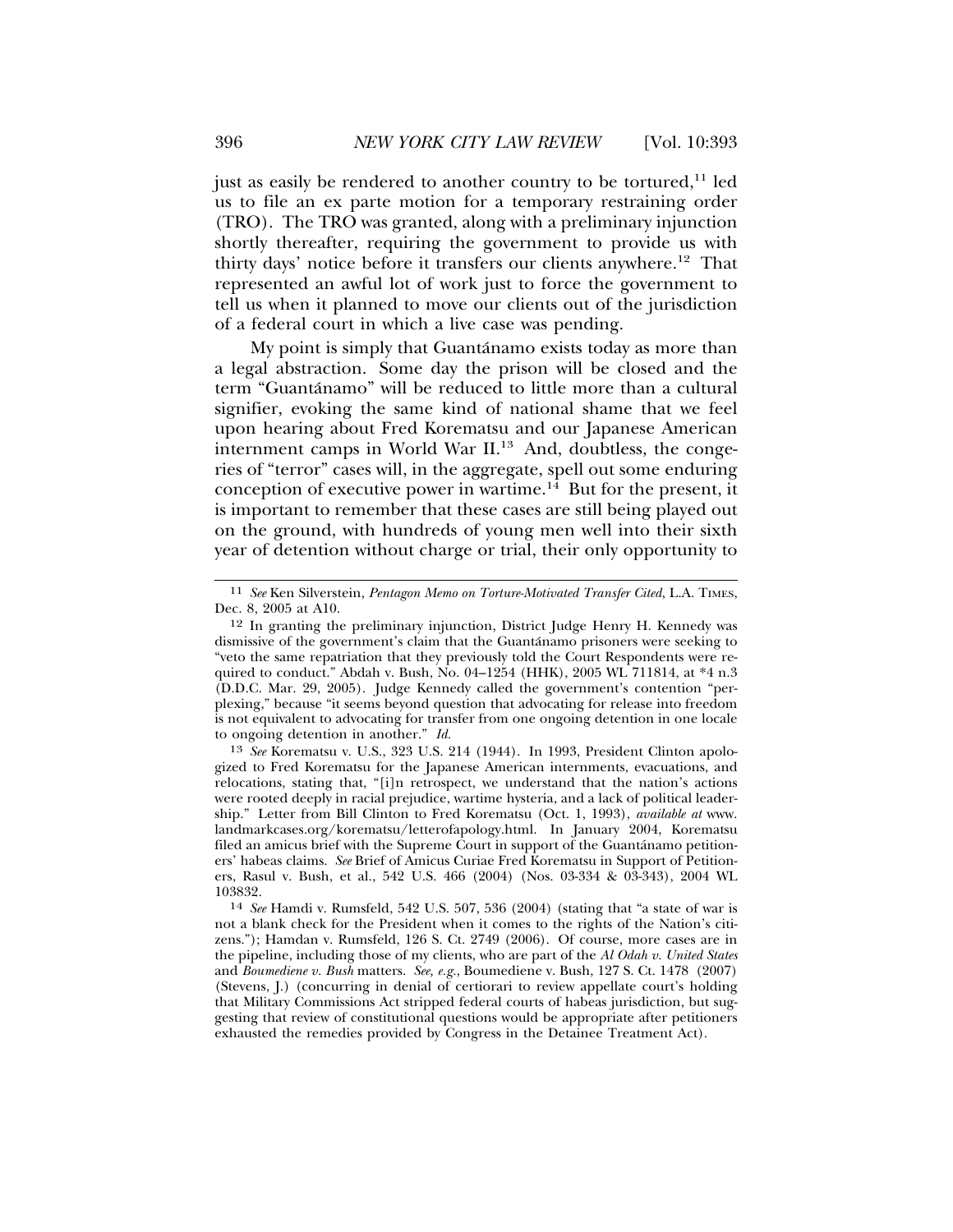just as easily be rendered to another country to be tortured,[11] led us to file an ex parte motion for a temporary restraining order (TRO). The TRO was granted, along with a preliminary injunction shortly thereafter, requiring the government to provide us with thirty days' notice before it transfers our clients anywhere.[12] That represented an awful lot of work just to force the government to tell us when it planned to move our clients out of the jurisdiction of a federal court in which a live case was pending.

My point is simply that Guantánamo exists today as more than a legal abstraction. Some day the prison will be closed and the term "Guantánamo" will be reduced to little more than a cultural signifier, evoking the same kind of national shame that we feel upon hearing about Fred Korematsu and our Japanese American internment camps in World War II.[13] And, doubtless, the congeries of "terror" cases will, in the aggregate, spell out some enduring conception of executive power in wartime.[14] But for the present, it is important to remember that these cases are still being played out on the ground, with hundreds of young men well into their sixth year of detention without charge or trial, their only opportunity to

---

[11] *See* Ken Silverstein, *Pentagon Memo on Torture-Motivated Transfer Cited*, L.A. TIMES, Dec. 8, 2005 at A10.

[12] In granting the preliminary injunction, District Judge Henry H. Kennedy was dismissive of the government's claim that the Guantánamo prisoners were seeking to "veto the same repatriation that they previously told the Court Respondents were required to conduct." Abdah v. Bush, No. 04–1254 (HHK), 2005 WL 711814, at *4 n.3 (D.D.C. Mar. 29, 2005). Judge Kennedy called the government's contention "perplexing," because "it seems beyond question that advocating for release into freedom is not equivalent to advocating for transfer from one ongoing detention in one locale to ongoing detention in another." *Id.*

[13] *See* Korematsu v. U.S., 323 U.S. 214 (1944). In 1993, President Clinton apologized to Fred Korematsu for the Japanese American internments, evacuations, and relocations, stating that, "[i]n retrospect, we understand that the nation's actions were rooted deeply in racial prejudice, wartime hysteria, and a lack of political leadership." Letter from Bill Clinton to Fred Korematsu (Oct. 1, 1993), *available at* www.landmarkcases.org/korematsu/letterofapology.html. In January 2004, Korematsu filed an amicus brief with the Supreme Court in support of the Guantánamo petitioners' habeas claims. *See* Brief of Amicus Curiae Fred Korematsu in Support of Petitioners, Rasul v. Bush, et al., 542 U.S. 466 (2004) (Nos. 03-334 & 03-343), 2004 WL 103832.

[14] *See* Hamdi v. Rumsfeld, 542 U.S. 507, 536 (2004) (stating that "a state of war is not a blank check for the President when it comes to the rights of the Nation's citizens."); Hamdan v. Rumsfeld, 126 S. Ct. 2749 (2006). Of course, more cases are in the pipeline, including those of my clients, who are part of the *Al Odah v. United States* and *Boumediene v. Bush* matters. *See, e.g.*, Boumediene v. Bush, 127 S. Ct. 1478 (2007) (Stevens, J.) (concurring in denial of certiorari to review appellate court's holding that Military Commissions Act stripped federal courts of habeas jurisdiction, but suggesting that review of constitutional questions would be appropriate after petitioners exhausted the remedies provided by Congress in the Detainee Treatment Act).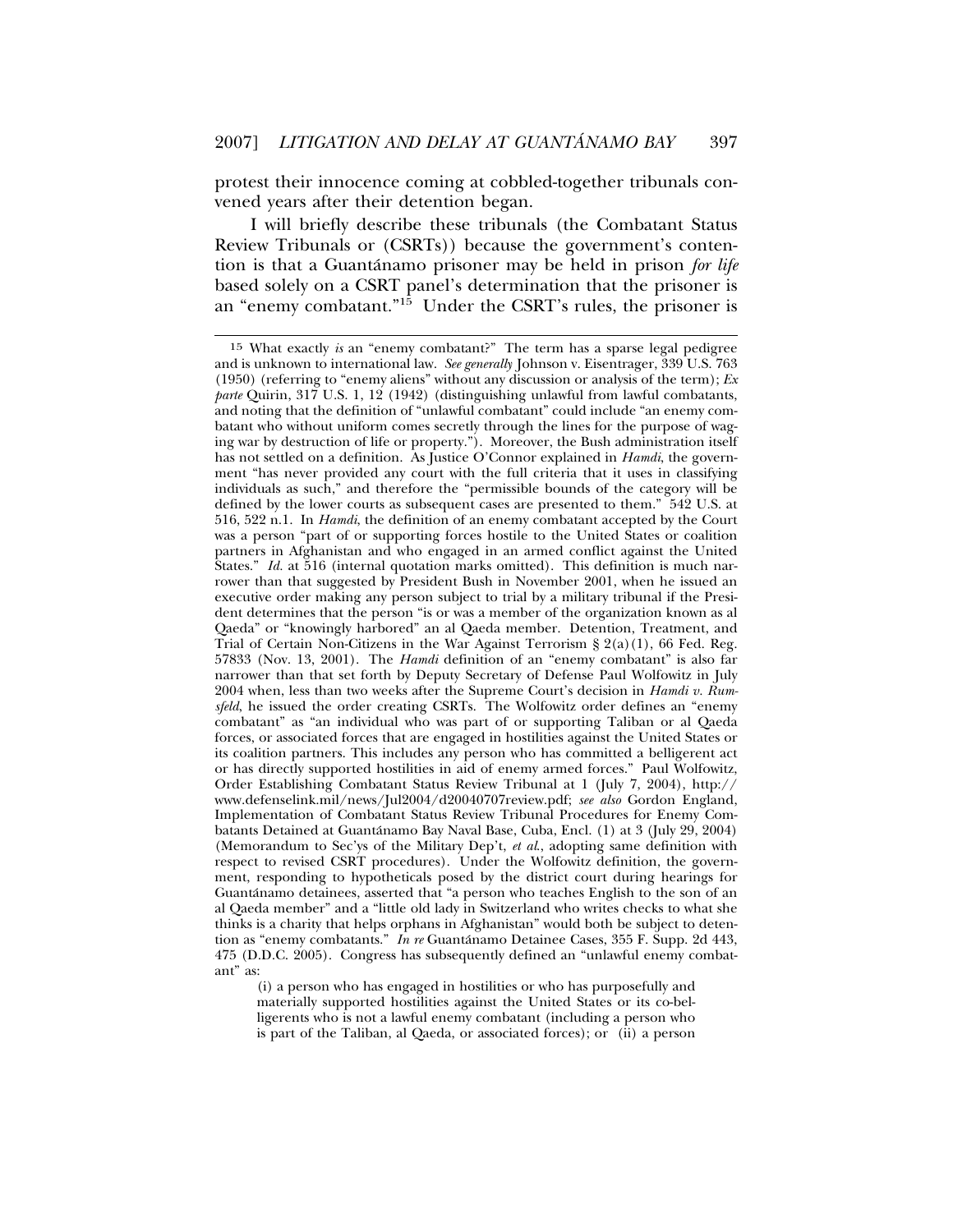protest their innocence coming at cobbled-together tribunals convened years after their detention began.

I will briefly describe these tribunals (the Combatant Status Review Tribunals or (CSRTs)) because the government's contention is that a Guantánamo prisoner may be held in prison *for life* based solely on a CSRT panel's determination that the prisoner is an "enemy combatant."[15] Under the CSRT's rules, the prisoner is

---

[15] What exactly *is* an "enemy combatant?" The term has a sparse legal pedigree and is unknown to international law. *See generally* Johnson v. Eisentrager, 339 U.S. 763 (1950) (referring to "enemy aliens" without any discussion or analysis of the term); *Ex parte* Quirin, 317 U.S. 1, 12 (1942) (distinguishing unlawful from lawful combatants, and noting that the definition of "unlawful combatant" could include "an enemy combatant who without uniform comes secretly through the lines for the purpose of waging war by destruction of life or property."). Moreover, the Bush administration itself has not settled on a definition. As Justice O'Connor explained in *Hamdi*, the government "has never provided any court with the full criteria that it uses in classifying individuals as such," and therefore the "permissible bounds of the category will be defined by the lower courts as subsequent cases are presented to them." 542 U.S. at 516, 522 n.1. In *Hamdi*, the definition of an enemy combatant accepted by the Court was a person "part of or supporting forces hostile to the United States or coalition partners in Afghanistan and who engaged in an armed conflict against the United States." *Id.* at 516 (internal quotation marks omitted). This definition is much narrower than that suggested by President Bush in November 2001, when he issued an executive order making any person subject to trial by a military tribunal if the President determines that the person "is or was a member of the organization known as al Qaeda" or "knowingly harbored" an al Qaeda member. Detention, Treatment, and Trial of Certain Non-Citizens in the War Against Terrorism § 2(a)(1), 66 Fed. Reg. 57833 (Nov. 13, 2001). The *Hamdi* definition of an "enemy combatant" is also far narrower than that set forth by Deputy Secretary of Defense Paul Wolfowitz in July 2004 when, less than two weeks after the Supreme Court's decision in *Hamdi v. Rumsfeld*, he issued the order creating CSRTs. The Wolfowitz order defines an "enemy combatant" as "an individual who was part of or supporting Taliban or al Qaeda forces, or associated forces that are engaged in hostilities against the United States or its coalition partners. This includes any person who has committed a belligerent act or has directly supported hostilities in aid of enemy armed forces." Paul Wolfowitz, Order Establishing Combatant Status Review Tribunal at 1 (July 7, 2004), http://www.defenselink.mil/news/Jul2004/d20040707review.pdf; *see also* Gordon England, Implementation of Combatant Status Review Tribunal Procedures for Enemy Combatants Detained at Guantánamo Bay Naval Base, Cuba, Encl. (1) at 3 (July 29, 2004) (Memorandum to Sec'ys of the Military Dep't, *et al.*, adopting same definition with respect to revised CSRT procedures). Under the Wolfowitz definition, the government, responding to hypotheticals posed by the district court during hearings for Guantánamo detainees, asserted that "a person who teaches English to the son of an al Qaeda member" and a "little old lady in Switzerland who writes checks to what she thinks is a charity that helps orphans in Afghanistan" would both be subject to detention as "enemy combatants." *In re* Guantánamo Detainee Cases, 355 F. Supp. 2d 443, 475 (D.D.C. 2005). Congress has subsequently defined an "unlawful enemy combatant" as:

> (i) a person who has engaged in hostilities or who has purposefully and materially supported hostilities against the United States or its co-belligerents who is not a lawful enemy combatant (including a person who is part of the Taliban, al Qaeda, or associated forces); or (ii) a person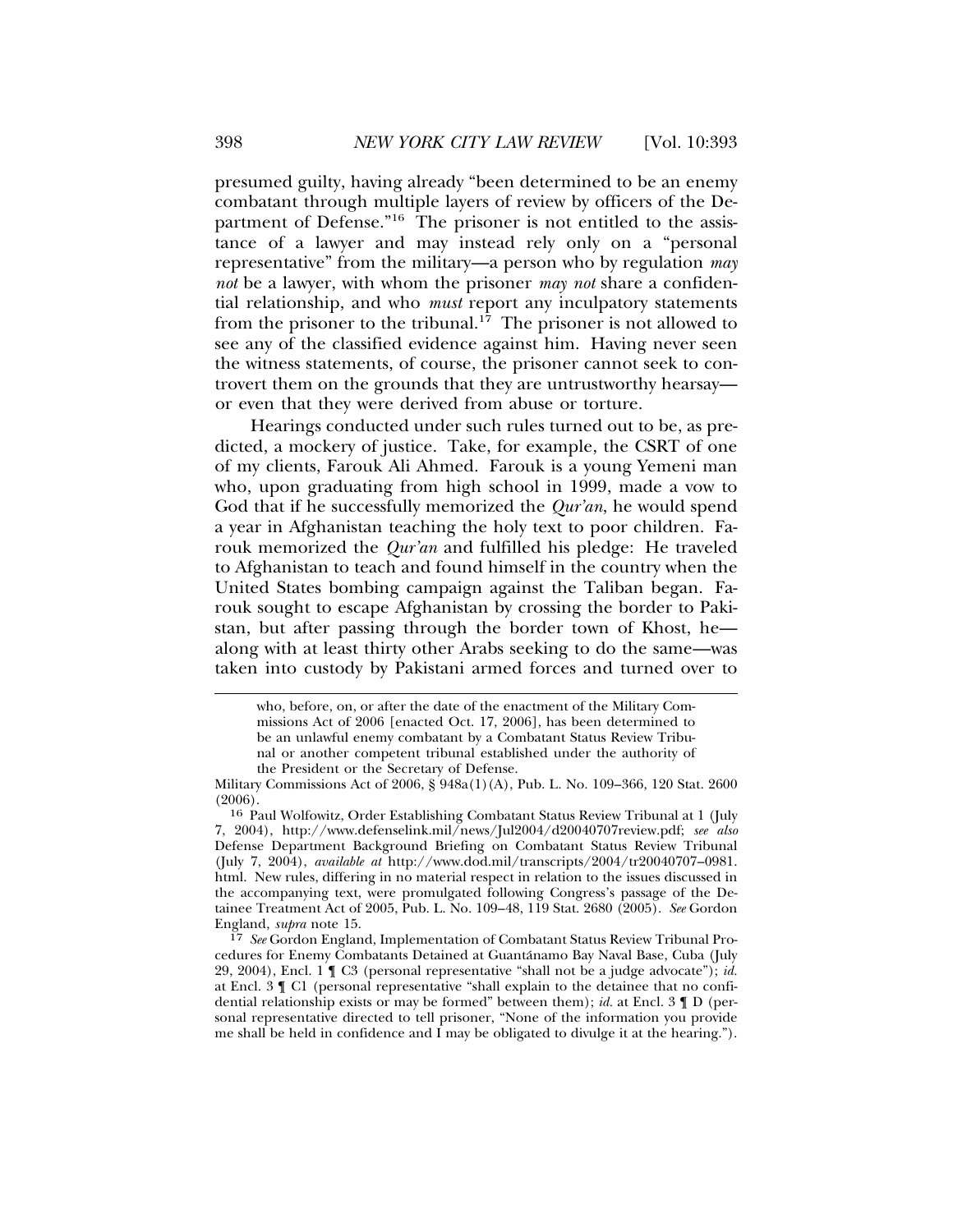presumed guilty, having already "been determined to be an enemy combatant through multiple layers of review by officers of the Department of Defense."[16] The prisoner is not entitled to the assistance of a lawyer and may instead rely only on a "personal representative" from the military—a person who by regulation *may not* be a lawyer, with whom the prisoner *may not* share a confidential relationship, and who *must* report any inculpatory statements from the prisoner to the tribunal.[17] The prisoner is not allowed to see any of the classified evidence against him. Having never seen the witness statements, of course, the prisoner cannot seek to controvert them on the grounds that they are untrustworthy hearsay—or even that they were derived from abuse or torture.

Hearings conducted under such rules turned out to be, as predicted, a mockery of justice. Take, for example, the CSRT of one of my clients, Farouk Ali Ahmed. Farouk is a young Yemeni man who, upon graduating from high school in 1999, made a vow to God that if he successfully memorized the *Qur'an*, he would spend a year in Afghanistan teaching the holy text to poor children. Farouk memorized the *Qur'an* and fulfilled his pledge: He traveled to Afghanistan to teach and found himself in the country when the United States bombing campaign against the Taliban began. Farouk sought to escape Afghanistan by crossing the border to Pakistan, but after passing through the border town of Khost, he—along with at least thirty other Arabs seeking to do the same—was taken into custody by Pakistani armed forces and turned over to

> who, before, on, or after the date of the enactment of the Military Commissions Act of 2006 [enacted Oct. 17, 2006], has been determined to be an unlawful enemy combatant by a Combatant Status Review Tribunal or another competent tribunal established under the authority of the President or the Secretary of Defense.

Military Commissions Act of 2006, § 948a(1)(A), Pub. L. No. 109–366, 120 Stat. 2600 (2006).

[16] Paul Wolfowitz, Order Establishing Combatant Status Review Tribunal at 1 (July 7, 2004), http://www.defenselink.mil/news/Jul2004/d20040707review.pdf; *see also* Defense Department Background Briefing on Combatant Status Review Tribunal (July 7, 2004), *available at* http://www.dod.mil/transcripts/2004/tr20040707–0981.html. New rules, differing in no material respect in relation to the issues discussed in the accompanying text, were promulgated following Congress's passage of the Detainee Treatment Act of 2005, Pub. L. No. 109–48, 119 Stat. 2680 (2005). *See* Gordon England, *supra* note 15.

[17] *See* Gordon England, Implementation of Combatant Status Review Tribunal Procedures for Enemy Combatants Detained at Guantánamo Bay Naval Base, Cuba (July 29, 2004), Encl. 1 ¶ C3 (personal representative "shall not be a judge advocate"); *id.* at Encl. 3 ¶ C1 (personal representative "shall explain to the detainee that no confidential relationship exists or may be formed" between them); *id.* at Encl. 3 ¶ D (personal representative directed to tell prisoner, "None of the information you provide me shall be held in confidence and I may be obligated to divulge it at the hearing.").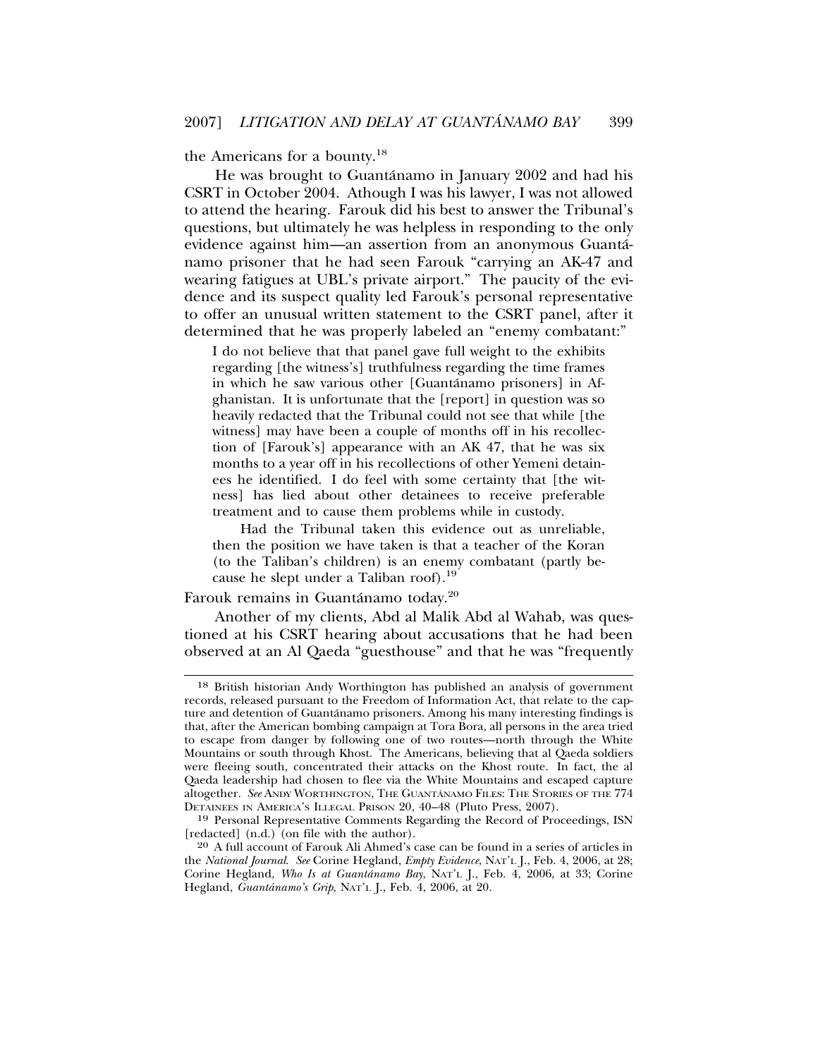the Americans for a bounty.[18]

He was brought to Guantánamo in January 2002 and had his CSRT in October 2004. Athough I was his lawyer, I was not allowed to attend the hearing. Farouk did his best to answer the Tribunal's questions, but ultimately he was helpless in responding to the only evidence against him—an assertion from an anonymous Guantánamo prisoner that he had seen Farouk "carrying an AK-47 and wearing fatigues at UBL's private airport." The paucity of the evidence and its suspect quality led Farouk's personal representative to offer an unusual written statement to the CSRT panel, after it determined that he was properly labeled an "enemy combatant:"

> I do not believe that that panel gave full weight to the exhibits regarding [the witness's] truthfulness regarding the time frames in which he saw various other [Guantánamo prisoners] in Afghanistan. It is unfortunate that the [report] in question was so heavily redacted that the Tribunal could not see that while [the witness] may have been a couple of months off in his recollection of [Farouk's] appearance with an AK 47, that he was six months to a year off in his recollections of other Yemeni detainees he identified. I do feel with some certainty that [the witness] has lied about other detainees to receive preferable treatment and to cause them problems while in custody.
>
> Had the Tribunal taken this evidence out as unreliable, then the position we have taken is that a teacher of the Koran (to the Taliban's children) is an enemy combatant (partly because he slept under a Taliban roof).[19]

Farouk remains in Guantánamo today.[20]

Another of my clients, Abd al Malik Abd al Wahab, was questioned at his CSRT hearing about accusations that he had been observed at an Al Qaeda "guesthouse" and that he was "frequently

---

[18] British historian Andy Worthington has published an analysis of government records, released pursuant to the Freedom of Information Act, that relate to the capture and detention of Guantánamo prisoners. Among his many interesting findings is that, after the American bombing campaign at Tora Bora, all persons in the area tried to escape from danger by following one of two routes—north through the White Mountains or south through Khost. The Americans, believing that al Qaeda soldiers were fleeing south, concentrated their attacks on the Khost route. In fact, the al Qaeda leadership had chosen to flee via the White Mountains and escaped capture altogether. *See* ANDY WORTHINGTON, THE GUANTÁNAMO FILES: THE STORIES OF THE 774 DETAINEES IN AMERICA'S ILLEGAL PRISON 20, 40–48 (Pluto Press, 2007).

[19] Personal Representative Comments Regarding the Record of Proceedings, ISN [redacted] (n.d.) (on file with the author).

[20] A full account of Farouk Ali Ahmed's case can be found in a series of articles in the *National Journal*. *See* Corine Hegland, *Empty Evidence*, NAT'L J., Feb. 4, 2006, at 28; Corine Hegland, *Who Is at Guantánamo Bay*, NAT'L J., Feb. 4, 2006, at 33; Corine Hegland, *Guantánamo's Grip*, NAT'L J., Feb. 4, 2006, at 20.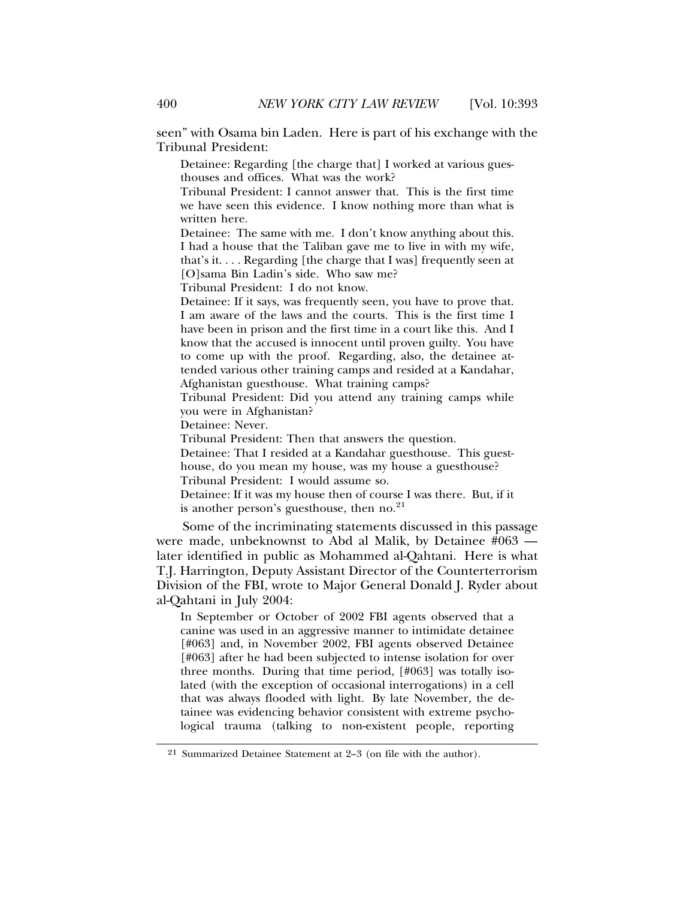seen" with Osama bin Laden. Here is part of his exchange with the Tribunal President:

> Detainee: Regarding [the charge that] I worked at various guesthouses and offices. What was the work?
>
> Tribunal President: I cannot answer that. This is the first time we have seen this evidence. I know nothing more than what is written here.
>
> Detainee: The same with me. I don't know anything about this. I had a house that the Taliban gave me to live in with my wife, that's it. . . . Regarding [the charge that I was] frequently seen at [O]sama Bin Ladin's side. Who saw me?
>
> Tribunal President: I do not know.
>
> Detainee: If it says, was frequently seen, you have to prove that. I am aware of the laws and the courts. This is the first time I have been in prison and the first time in a court like this. And I know that the accused is innocent until proven guilty. You have to come up with the proof. Regarding, also, the detainee attended various other training camps and resided at a Kandahar, Afghanistan guesthouse. What training camps?
>
> Tribunal President: Did you attend any training camps while you were in Afghanistan?
>
> Detainee: Never.
>
> Tribunal President: Then that answers the question.
>
> Detainee: That I resided at a Kandahar guesthouse. This guesthouse, do you mean my house, was my house a guesthouse?
>
> Tribunal President: I would assume so.
>
> Detainee: If it was my house then of course I was there. But, if it is another person's guesthouse, then no.[21]

Some of the incriminating statements discussed in this passage were made, unbeknownst to Abd al Malik, by Detainee #063 — later identified in public as Mohammed al-Qahtani. Here is what T.J. Harrington, Deputy Assistant Director of the Counterterrorism Division of the FBI, wrote to Major General Donald J. Ryder about al-Qahtani in July 2004:

> In September or October of 2002 FBI agents observed that a canine was used in an aggressive manner to intimidate detainee [#063] and, in November 2002, FBI agents observed Detainee [#063] after he had been subjected to intense isolation for over three months. During that time period, [#063] was totally isolated (with the exception of occasional interrogations) in a cell that was always flooded with light. By late November, the detainee was evidencing behavior consistent with extreme psychological trauma (talking to non-existent people, reporting

[21] Summarized Detainee Statement at 2–3 (on file with the author).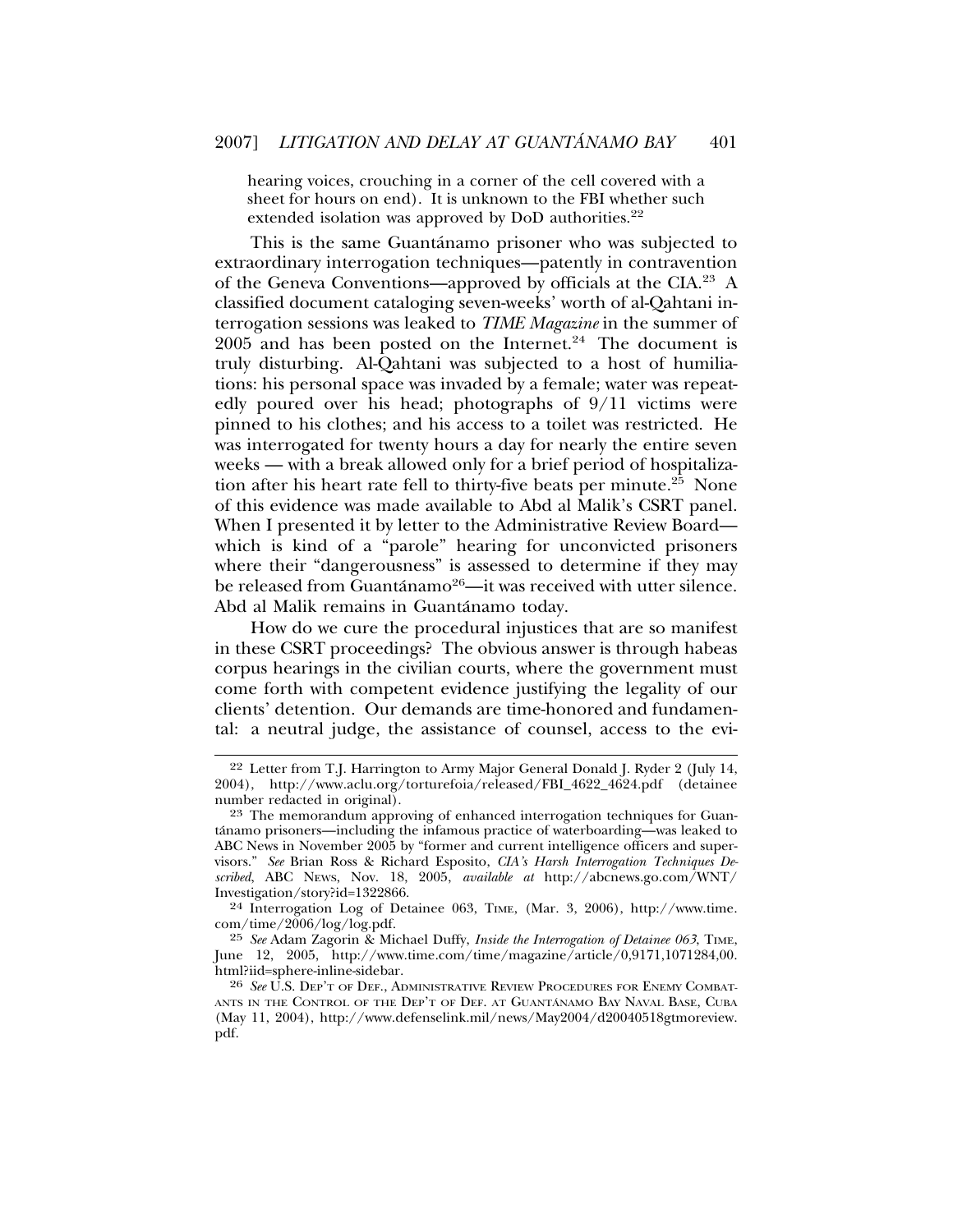hearing voices, crouching in a corner of the cell covered with a sheet for hours on end). It is unknown to the FBI whether such extended isolation was approved by DoD authorities.[22]

This is the same Guantánamo prisoner who was subjected to extraordinary interrogation techniques—patently in contravention of the Geneva Conventions—approved by officials at the CIA.[23] A classified document cataloging seven-weeks' worth of al-Qahtani interrogation sessions was leaked to *TIME Magazine* in the summer of 2005 and has been posted on the Internet.[24] The document is truly disturbing. Al-Qahtani was subjected to a host of humiliations: his personal space was invaded by a female; water was repeatedly poured over his head; photographs of 9/11 victims were pinned to his clothes; and his access to a toilet was restricted. He was interrogated for twenty hours a day for nearly the entire seven weeks — with a break allowed only for a brief period of hospitalization after his heart rate fell to thirty-five beats per minute.[25] None of this evidence was made available to Abd al Malik's CSRT panel. When I presented it by letter to the Administrative Review Board—which is kind of a "parole" hearing for unconvicted prisoners where their "dangerousness" is assessed to determine if they may be released from Guantánamo[26]—it was received with utter silence. Abd al Malik remains in Guantánamo today.

How do we cure the procedural injustices that are so manifest in these CSRT proceedings? The obvious answer is through habeas corpus hearings in the civilian courts, where the government must come forth with competent evidence justifying the legality of our clients' detention. Our demands are time-honored and fundamental: a neutral judge, the assistance of counsel, access to the evi-

---

22 Letter from T.J. Harrington to Army Major General Donald J. Ryder 2 (July 14, 2004), http://www.aclu.org/torturefoia/released/FBI_4622_4624.pdf (detainee number redacted in original).

23 The memorandum approving of enhanced interrogation techniques for Guantánamo prisoners—including the infamous practice of waterboarding—was leaked to ABC News in November 2005 by "former and current intelligence officers and supervisors." *See* Brian Ross & Richard Esposito, *CIA's Harsh Interrogation Techniques Described*, ABC NEWS, Nov. 18, 2005, *available at* http://abcnews.go.com/WNT/Investigation/story?id=1322866.

24 Interrogation Log of Detainee 063, TIME, (Mar. 3, 2006), http://www.time.com/time/2006/log/log.pdf.

25 *See* Adam Zagorin & Michael Duffy, *Inside the Interrogation of Detainee 063*, TIME, June 12, 2005, http://www.time.com/time/magazine/article/0,9171,1071284,00.html?iid=sphere-inline-sidebar.

26 *See* U.S. DEP'T OF DEF., ADMINISTRATIVE REVIEW PROCEDURES FOR ENEMY COMBATANTS IN THE CONTROL OF THE DEP'T OF DEF. AT GUANTÁNAMO BAY NAVAL BASE, CUBA (May 11, 2004), http://www.defenselink.mil/news/May2004/d20040518gtmoreview.pdf.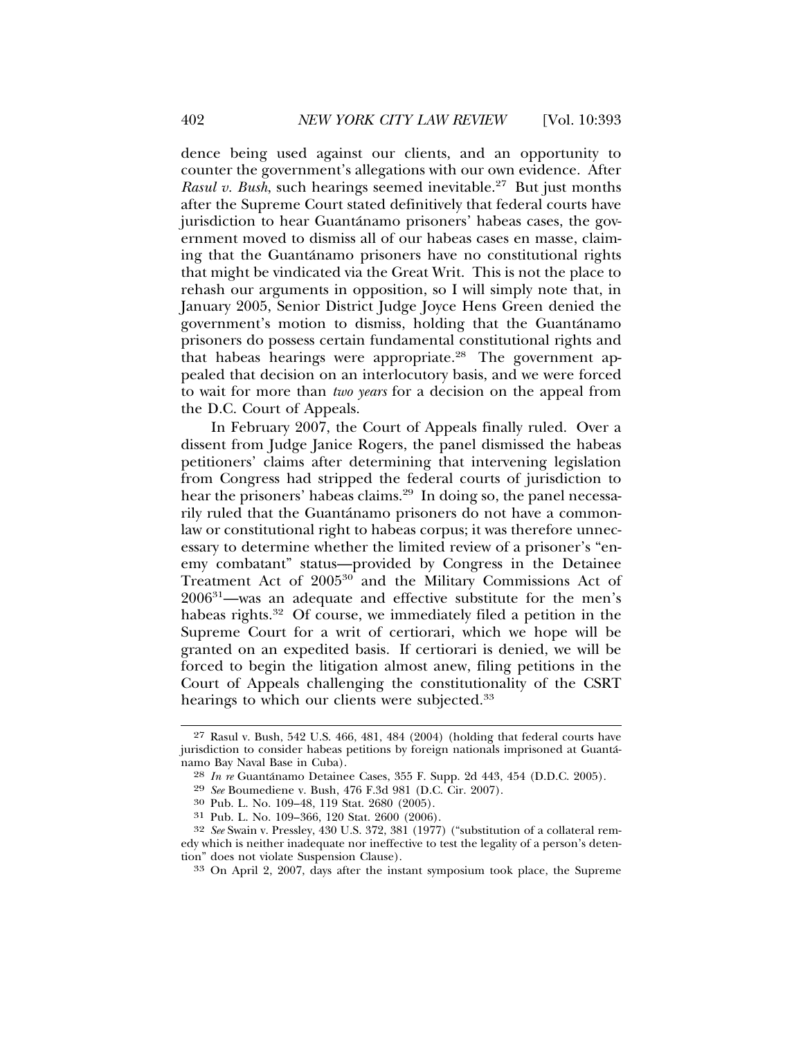dence being used against our clients, and an opportunity to counter the government's allegations with our own evidence. After *Rasul v. Bush*, such hearings seemed inevitable.[27] But just months after the Supreme Court stated definitively that federal courts have jurisdiction to hear Guantánamo prisoners' habeas cases, the government moved to dismiss all of our habeas cases en masse, claiming that the Guantánamo prisoners have no constitutional rights that might be vindicated via the Great Writ. This is not the place to rehash our arguments in opposition, so I will simply note that, in January 2005, Senior District Judge Joyce Hens Green denied the government's motion to dismiss, holding that the Guantánamo prisoners do possess certain fundamental constitutional rights and that habeas hearings were appropriate.[28] The government appealed that decision on an interlocutory basis, and we were forced to wait for more than *two years* for a decision on the appeal from the D.C. Court of Appeals.

In February 2007, the Court of Appeals finally ruled. Over a dissent from Judge Janice Rogers, the panel dismissed the habeas petitioners' claims after determining that intervening legislation from Congress had stripped the federal courts of jurisdiction to hear the prisoners' habeas claims.[29] In doing so, the panel necessarily ruled that the Guantánamo prisoners do not have a common-law or constitutional right to habeas corpus; it was therefore unnecessary to determine whether the limited review of a prisoner's "enemy combatant" status—provided by Congress in the Detainee Treatment Act of 2005[30] and the Military Commissions Act of 2006[31]—was an adequate and effective substitute for the men's habeas rights.[32] Of course, we immediately filed a petition in the Supreme Court for a writ of certiorari, which we hope will be granted on an expedited basis. If certiorari is denied, we will be forced to begin the litigation almost anew, filing petitions in the Court of Appeals challenging the constitutionality of the CSRT hearings to which our clients were subjected.[33]

---

[27] Rasul v. Bush, 542 U.S. 466, 481, 484 (2004) (holding that federal courts have jurisdiction to consider habeas petitions by foreign nationals imprisoned at Guantánamo Bay Naval Base in Cuba).

[28] *In re* Guantánamo Detainee Cases, 355 F. Supp. 2d 443, 454 (D.D.C. 2005).

[29] *See* Boumediene v. Bush, 476 F.3d 981 (D.C. Cir. 2007).

[30] Pub. L. No. 109–48, 119 Stat. 2680 (2005).

[31] Pub. L. No. 109–366, 120 Stat. 2600 (2006).

[32] *See* Swain v. Pressley, 430 U.S. 372, 381 (1977) ("substitution of a collateral remedy which is neither inadequate nor ineffective to test the legality of a person's detention" does not violate Suspension Clause).

[33] On April 2, 2007, days after the instant symposium took place, the Supreme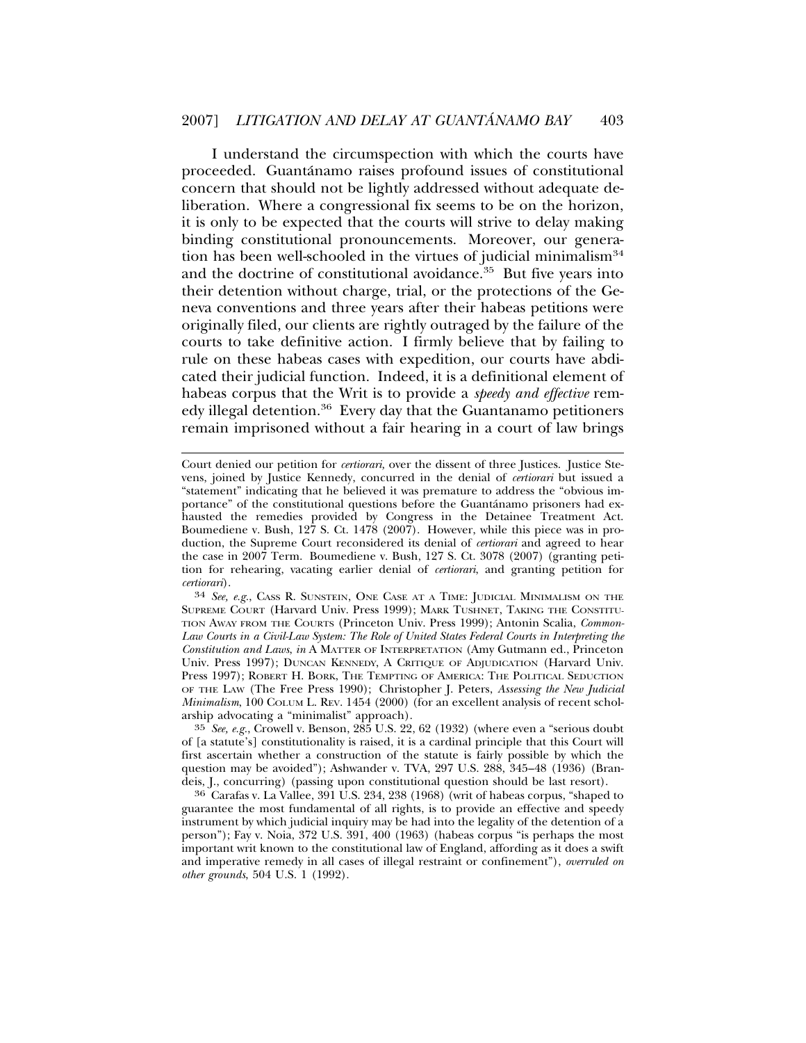I understand the circumspection with which the courts have proceeded. Guantánamo raises profound issues of constitutional concern that should not be lightly addressed without adequate deliberation. Where a congressional fix seems to be on the horizon, it is only to be expected that the courts will strive to delay making binding constitutional pronouncements. Moreover, our generation has been well-schooled in the virtues of judicial minimalism[34] and the doctrine of constitutional avoidance.[35] But five years into their detention without charge, trial, or the protections of the Geneva conventions and three years after their habeas petitions were originally filed, our clients are rightly outraged by the failure of the courts to take definitive action. I firmly believe that by failing to rule on these habeas cases with expedition, our courts have abdicated their judicial function. Indeed, it is a definitional element of habeas corpus that the Writ is to provide a *speedy and effective* remedy illegal detention.[36] Every day that the Guantanamo petitioners remain imprisoned without a fair hearing in a court of law brings

---

Court denied our petition for *certiorari,* over the dissent of three Justices. Justice Stevens, joined by Justice Kennedy, concurred in the denial of *certiorari* but issued a "statement" indicating that he believed it was premature to address the "obvious importance" of the constitutional questions before the Guantánamo prisoners had exhausted the remedies provided by Congress in the Detainee Treatment Act. Boumediene v. Bush, 127 S. Ct. 1478 (2007). However, while this piece was in production, the Supreme Court reconsidered its denial of *certiorari* and agreed to hear the case in 2007 Term. Boumediene v. Bush, 127 S. Ct. 3078 (2007) (granting petition for rehearing, vacating earlier denial of *certiorari,* and granting petition for *certiorari*).

[34] *See, e.g.*, CASS R. SUNSTEIN, ONE CASE AT A TIME: JUDICIAL MINIMALISM ON THE SUPREME COURT (Harvard Univ. Press 1999); MARK TUSHNET, TAKING THE CONSTITUTION AWAY FROM THE COURTS (Princeton Univ. Press 1999); Antonin Scalia, *Common-Law Courts in a Civil-Law System: The Role of United States Federal Courts in Interpreting the Constitution and Laws*, *in* A MATTER OF INTERPRETATION (Amy Gutmann ed., Princeton Univ. Press 1997); DUNCAN KENNEDY, A CRITIQUE OF ADJUDICATION (Harvard Univ. Press 1997); ROBERT H. BORK, THE TEMPTING OF AMERICA: THE POLITICAL SEDUCTION OF THE LAW (The Free Press 1990); Christopher J. Peters, *Assessing the New Judicial Minimalism*, 100 COLUM L. REV. 1454 (2000) (for an excellent analysis of recent scholarship advocating a "minimalist" approach).

[35] *See, e.g.*, Crowell v. Benson, 285 U.S. 22, 62 (1932) (where even a "serious doubt of [a statute's] constitutionality is raised, it is a cardinal principle that this Court will first ascertain whether a construction of the statute is fairly possible by which the question may be avoided"); Ashwander v. TVA, 297 U.S. 288, 345–48 (1936) (Brandeis, J., concurring) (passing upon constitutional question should be last resort).

[36] Carafas v. La Vallee, 391 U.S. 234, 238 (1968) (writ of habeas corpus, "shaped to guarantee the most fundamental of all rights, is to provide an effective and speedy instrument by which judicial inquiry may be had into the legality of the detention of a person"); Fay v. Noia, 372 U.S. 391, 400 (1963) (habeas corpus "is perhaps the most important writ known to the constitutional law of England, affording as it does a swift and imperative remedy in all cases of illegal restraint or confinement"), *overruled on other grounds*, 504 U.S. 1 (1992).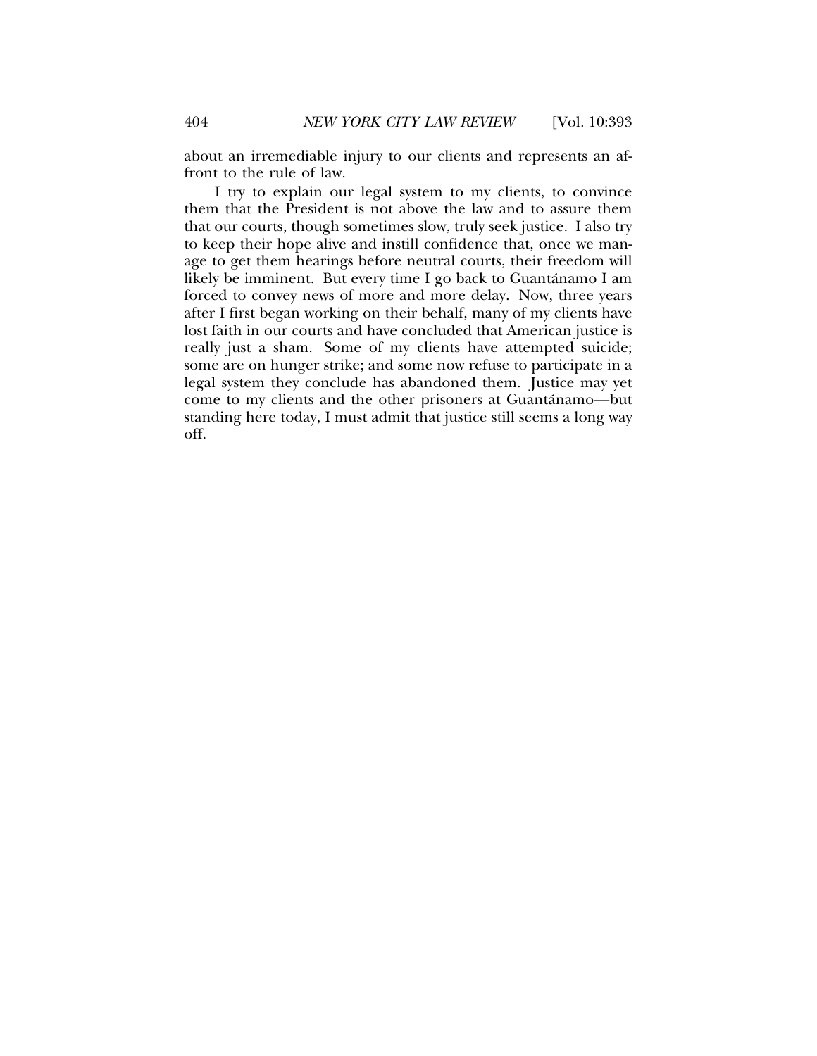about an irremediable injury to our clients and represents an affront to the rule of law.

I try to explain our legal system to my clients, to convince them that the President is not above the law and to assure them that our courts, though sometimes slow, truly seek justice. I also try to keep their hope alive and instill confidence that, once we manage to get them hearings before neutral courts, their freedom will likely be imminent. But every time I go back to Guantánamo I am forced to convey news of more and more delay. Now, three years after I first began working on their behalf, many of my clients have lost faith in our courts and have concluded that American justice is really just a sham. Some of my clients have attempted suicide; some are on hunger strike; and some now refuse to participate in a legal system they conclude has abandoned them. Justice may yet come to my clients and the other prisoners at Guantánamo—but standing here today, I must admit that justice still seems a long way off.